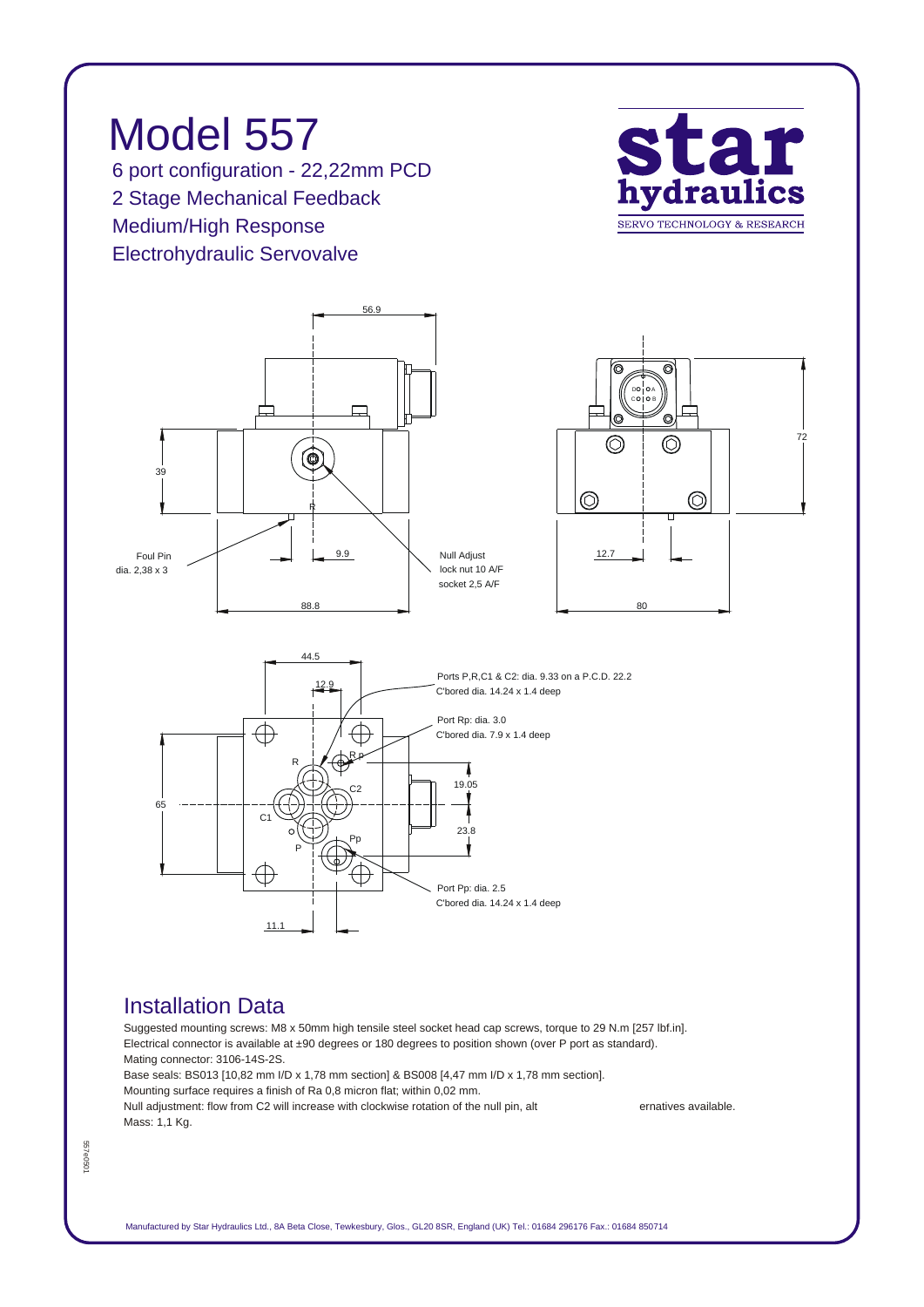# Model 557

6 port configuration - 22,22mm PCD
2 Stage Mechanical Feedback
Medium/High Response
Electrohydraulic Servovalve

star hydraulics
SERVO TECHNOLOGY & RESEARCH

56.9

39

R

9.9

88.8

Foul Pin
dia. 2,38 x 3

Null Adjust
lock nut 10 A/F
socket 2,5 A/F

D A
C B

72

12.7

80

44.5

12.9

Ports P,R,C1 & C2: dia. 9.33 on a P.C.D. 22.2
C'bored dia. 14.24 x 1.4 deep

Port Rp: dia. 3.0
C'bored dia. 7.9 x 1.4 deep

R
Rp
C2
C1
P
Pp

65

19.05

23.8

Port Pp: dia. 2.5
C'bored dia. 14.24 x 1.4 deep

11.1

## Installation Data

Suggested mounting screws: M8 x 50mm high tensile steel socket head cap screws, torque to 29 N.m [257 lbf.in].
Electrical connector is available at ±90 degrees or 180 degrees to position shown (over P port as standard).
Mating connector: 3106-14S-2S.
Base seals: BS013 [10,82 mm I/D x 1,78 mm section] & BS008 [4,47 mm I/D x 1,78 mm section].
Mounting surface requires a finish of Ra 0,8 micron flat; within 0,02 mm.
Null adjustment: flow from C2 will increase with clockwise rotation of the null pin, alt ernatives available.
Mass: 1,1 Kg.

557e0501

Manufactured by Star Hydraulics Ltd., 8A Beta Close, Tewkesbury, Glos., GL20 8SR, England (UK) Tel.: 01684 296176 Fax.: 01684 850714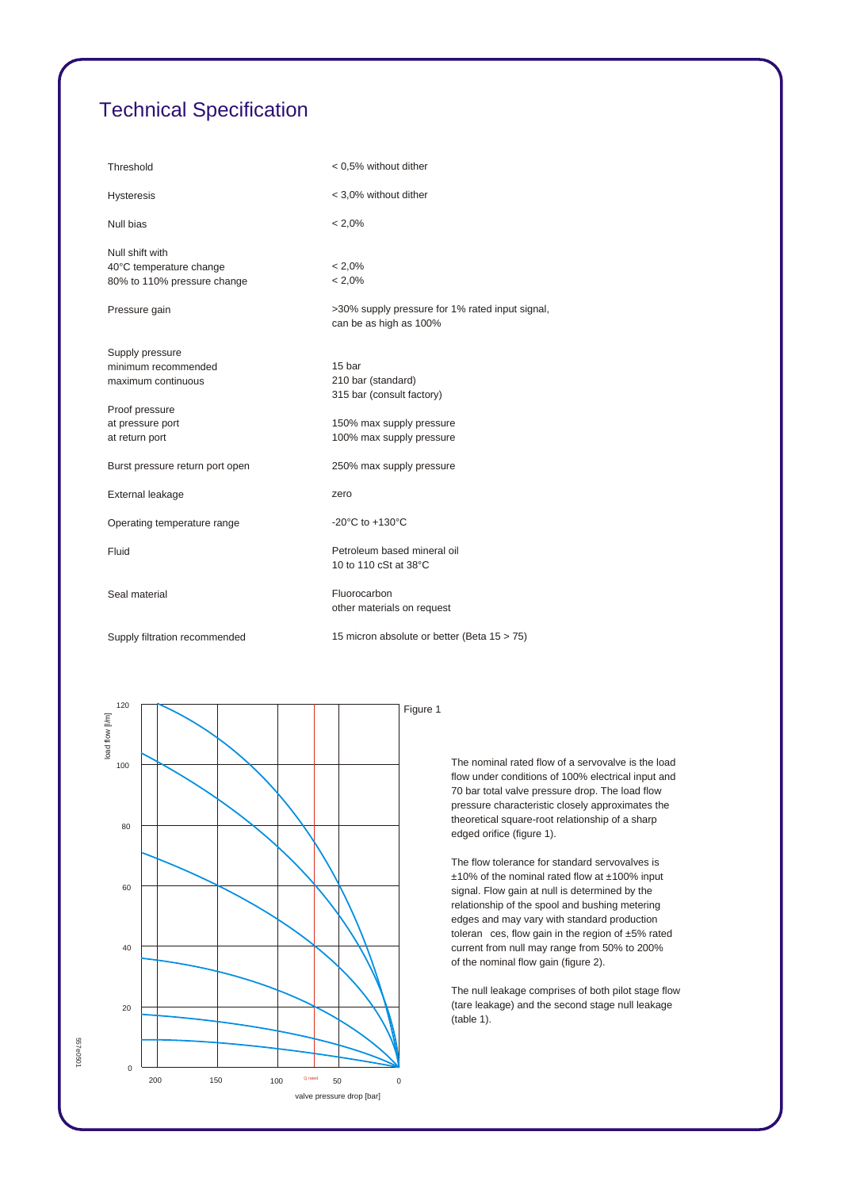# Technical Specification

| | |
|---|---|
| Threshold | < 0,5% without dither |
| Hysteresis | < 3,0% without dither |
| Null bias | < 2,0% |
| Null shift with<br>40°C temperature change<br>80% to 110% pressure change | <br>< 2,0%<br>< 2,0% |
| Pressure gain | >30% supply pressure for 1% rated input signal, can be as high as 100% |
| Supply pressure<br>minimum recommended<br>maximum continuous | <br>15 bar<br>210 bar (standard)<br>315 bar (consult factory) |
| Proof pressure<br>at pressure port<br>at return port | <br>150% max supply pressure<br>100% max supply pressure |
| Burst pressure return port open | 250% max supply pressure |
| External leakage | zero |
| Operating temperature range | -20°C to +130°C |
| Fluid | Petroleum based mineral oil<br>10 to 110 cSt at 38°C |
| Seal material | Fluorocarbon<br>other materials on request |
| Supply filtration recommended | 15 micron absolute or better (Beta 15 > 75) |

Figure 1

The nominal rated flow of a servovalve is the load flow under conditions of 100% electrical input and 70 bar total valve pressure drop. The load flow pressure characteristic closely approximates the theoretical square-root relationship of a sharp edged orifice (figure 1).

The flow tolerance for standard servovalves is ±10% of the nominal rated flow at ±100% input signal. Flow gain at null is determined by the relationship of the spool and bushing metering edges and may vary with standard production tolerances, flow gain in the region of ±5% rated current from null may range from 50% to 200% of the nominal flow gain (figure 2).

The null leakage comprises of both pilot stage flow (tare leakage) and the second stage null leakage (table 1).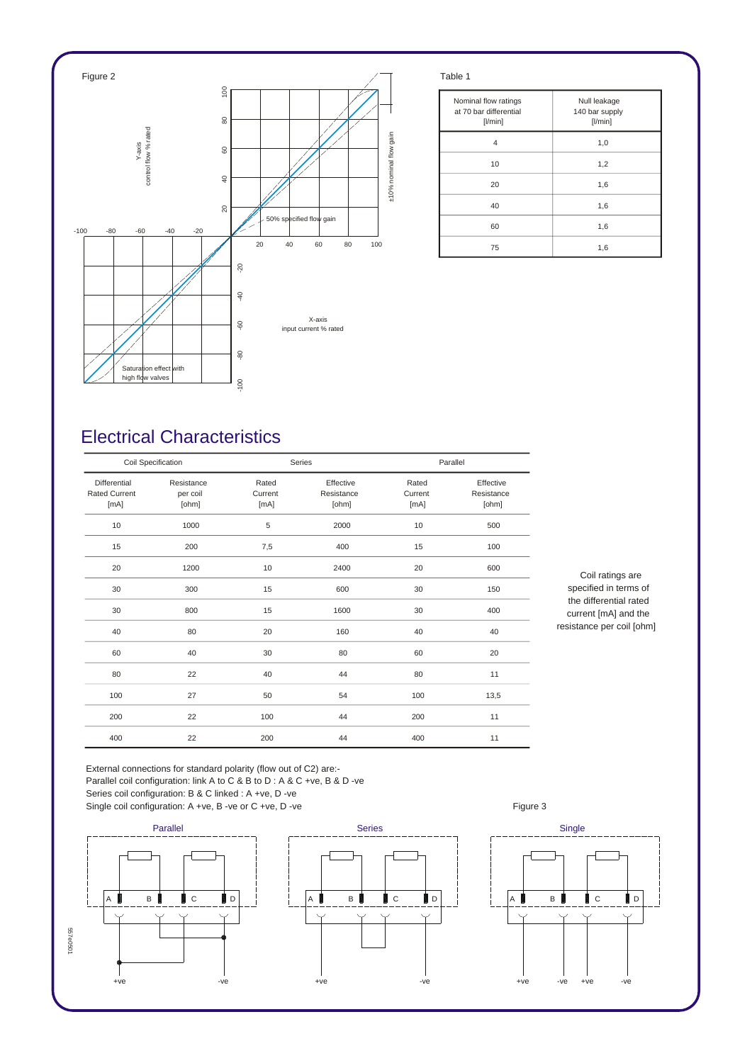Figure 2

Y-axis
control flow % rated

±10% nominal flow gain

50% specified flow gain

X-axis
input current % rated

Saturation effect with high flow valves

Table 1

| Nominal flow ratings at 70 bar differential [l/min] | Null leakage 140 bar supply [l/min] |
|---|---|
| 4 | 1,0 |
| 10 | 1,2 |
| 20 | 1,6 |
| 40 | 1,6 |
| 60 | 1,6 |
| 75 | 1,6 |

## Electrical Characteristics

| Coil Specification | | Series | | Parallel | |
|---|---|---|---|---|---|
| Differential Rated Current [mA] | Resistance per coil [ohm] | Rated Current [mA] | Effective Resistance [ohm] | Rated Current [mA] | Effective Resistance [ohm] |
| 10 | 1000 | 5 | 2000 | 10 | 500 |
| 15 | 200 | 7,5 | 400 | 15 | 100 |
| 20 | 1200 | 10 | 2400 | 20 | 600 |
| 30 | 300 | 15 | 600 | 30 | 150 |
| 30 | 800 | 15 | 1600 | 30 | 400 |
| 40 | 80 | 20 | 160 | 40 | 40 |
| 60 | 40 | 30 | 80 | 60 | 20 |
| 80 | 22 | 40 | 44 | 80 | 11 |
| 100 | 27 | 50 | 54 | 100 | 13,5 |
| 200 | 22 | 100 | 44 | 200 | 11 |
| 400 | 22 | 200 | 44 | 400 | 11 |

Coil ratings are specified in terms of the differential rated current [mA] and the resistance per coil [ohm]

External connections for standard polarity (flow out of C2) are:-
Parallel coil configuration: link A to C & B to D : A & C +ve, B & D -ve
Series coil configuration: B & C linked : A +ve, D -ve
Single coil configuration: A +ve, B -ve or C +ve, D -ve

Figure 3

Parallel | Series | Single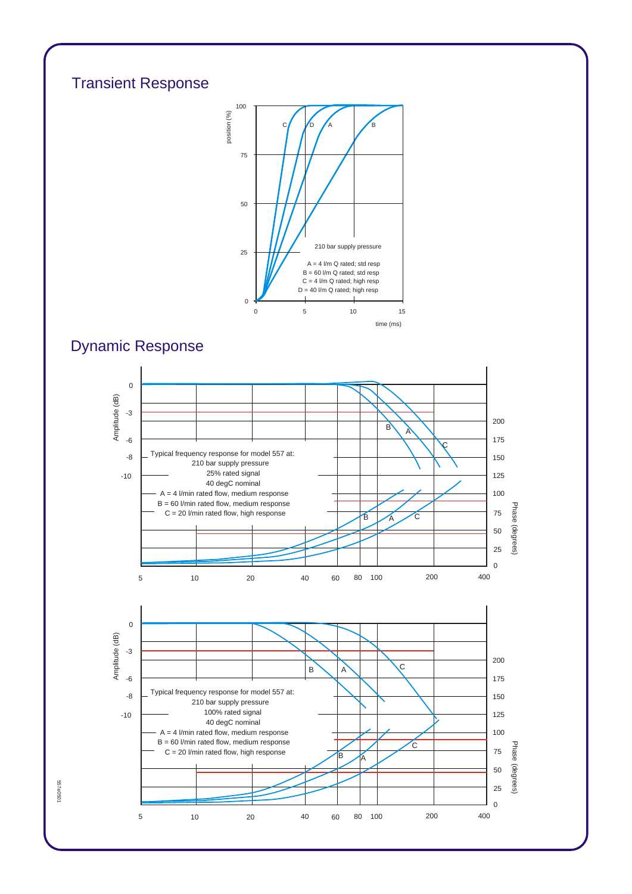## Transient Response

position (%)

100

75

50

25

0

0 5 10 15

time (ms)

C D A B

210 bar supply pressure

A = 4 l/m Q rated; std resp
B = 60 l/m Q rated; std resp
C = 4 l/m Q rated; high resp
D = 40 l/m Q rated; high resp

## Dynamic Response

Amplitude (dB)

0
-3
-6
-8
-10

Typical frequency response for model 557 at:
210 bar supply pressure
25% rated signal
40 degC nominal
A = 4 l/min rated flow, medium response
B = 60 l/min rated flow, medium response
C = 20 l/min rated flow, high response

B A C

Phase (degrees)

200
175
150
125
100
75
50
25
0

5 10 20 40 60 80 100 200 400

Amplitude (dB)

0
-3
-6
-8
-10

Typical frequency response for model 557 at:
210 bar supply pressure
100% rated signal
40 degC nominal
A = 4 l/min rated flow, medium response
B = 60 l/min rated flow, medium response
C = 20 l/min rated flow, high response

B A C

Phase (degrees)

200
175
150
125
100
75
50
25
0

5 10 20 40 60 80 100 200 400

557e0501